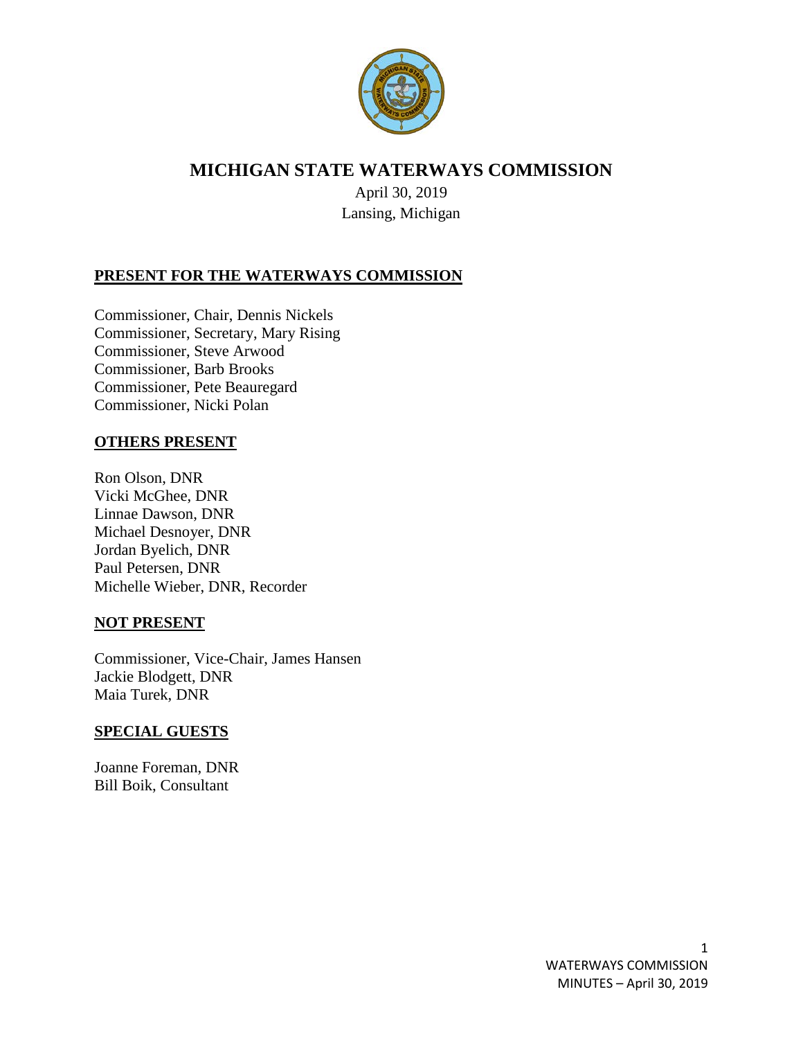# MICHIGAN STATE WATERWAYS COMMISSION

April 30, 2019
Lansing, Michigan

## PRESENT FOR THE WATERWAYS COMMISSION

Commissioner, Chair, Dennis Nickels
Commissioner, Secretary, Mary Rising
Commissioner, Steve Arwood
Commissioner, Barb Brooks
Commissioner, Pete Beauregard
Commissioner, Nicki Polan

## OTHERS PRESENT

Ron Olson, DNR
Vicki McGhee, DNR
Linnae Dawson, DNR
Michael Desnoyer, DNR
Jordan Byelich, DNR
Paul Petersen, DNR
Michelle Wieber, DNR, Recorder

## NOT PRESENT

Commissioner, Vice-Chair, James Hansen
Jackie Blodgett, DNR
Maia Turek, DNR

## SPECIAL GUESTS

Joanne Foreman, DNR
Bill Boik, Consultant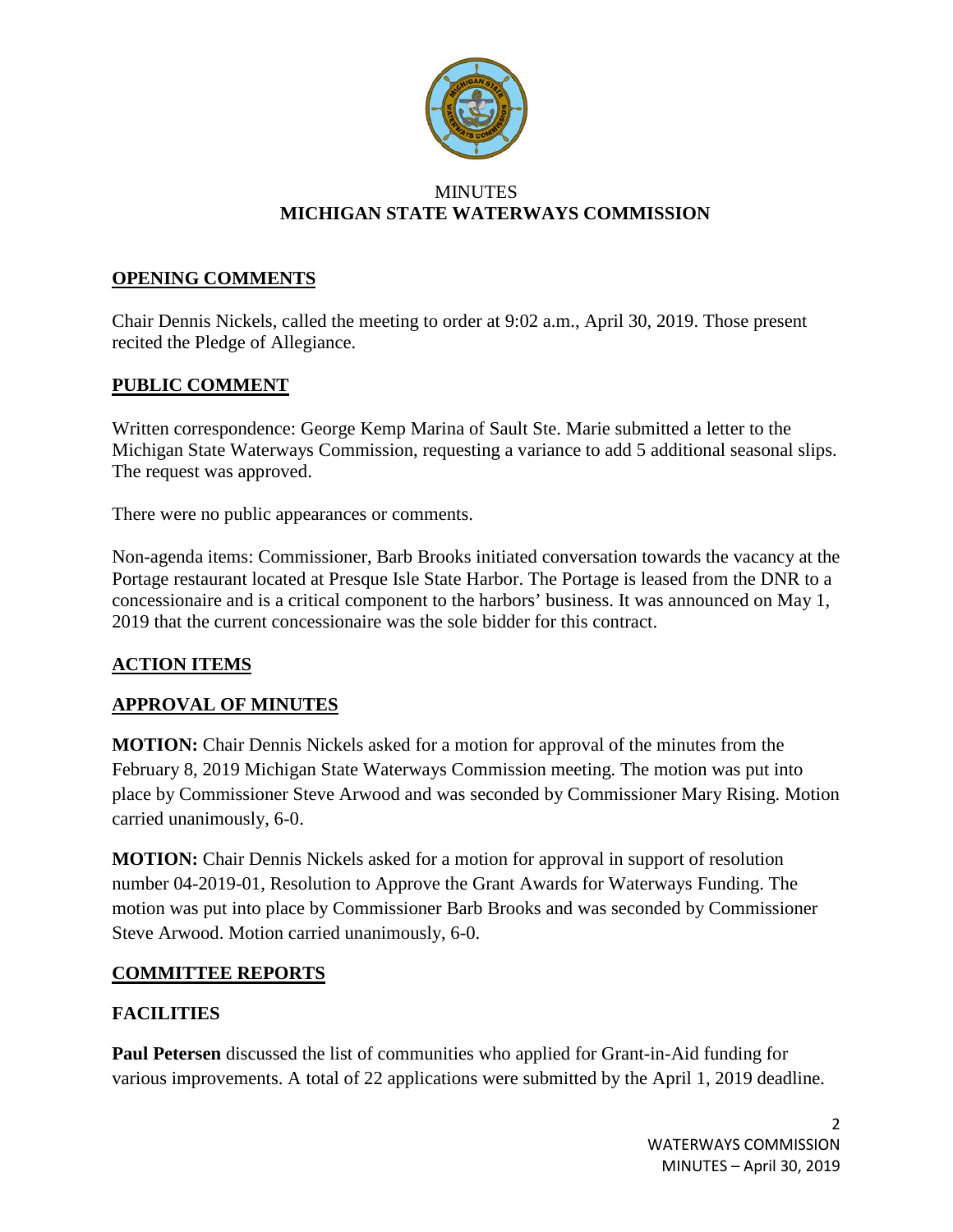MINUTES

**MICHIGAN STATE WATERWAYS COMMISSION**

## OPENING COMMENTS

Chair Dennis Nickels, called the meeting to order at 9:02 a.m., April 30, 2019. Those present recited the Pledge of Allegiance.

## PUBLIC COMMENT

Written correspondence: George Kemp Marina of Sault Ste. Marie submitted a letter to the Michigan State Waterways Commission, requesting a variance to add 5 additional seasonal slips. The request was approved.

There were no public appearances or comments.

Non-agenda items: Commissioner, Barb Brooks initiated conversation towards the vacancy at the Portage restaurant located at Presque Isle State Harbor. The Portage is leased from the DNR to a concessionaire and is a critical component to the harbors' business. It was announced on May 1, 2019 that the current concessionaire was the sole bidder for this contract.

## ACTION ITEMS

## APPROVAL OF MINUTES

**MOTION:** Chair Dennis Nickels asked for a motion for approval of the minutes from the February 8, 2019 Michigan State Waterways Commission meeting. The motion was put into place by Commissioner Steve Arwood and was seconded by Commissioner Mary Rising. Motion carried unanimously, 6-0.

**MOTION:** Chair Dennis Nickels asked for a motion for approval in support of resolution number 04-2019-01, Resolution to Approve the Grant Awards for Waterways Funding. The motion was put into place by Commissioner Barb Brooks and was seconded by Commissioner Steve Arwood. Motion carried unanimously, 6-0.

## COMMITTEE REPORTS

### FACILITIES

**Paul Petersen** discussed the list of communities who applied for Grant-in-Aid funding for various improvements. A total of 22 applications were submitted by the April 1, 2019 deadline.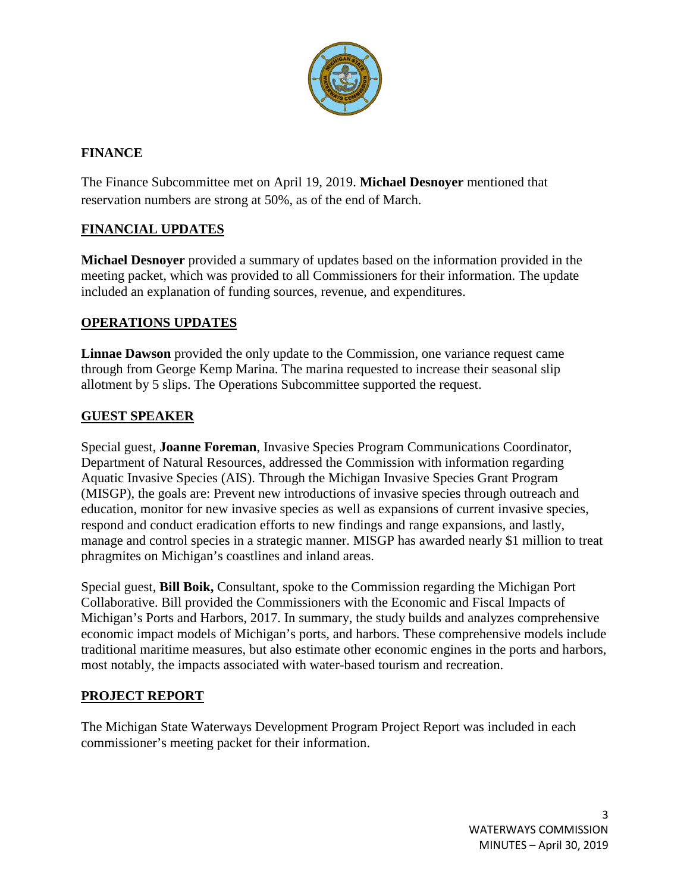## FINANCE

The Finance Subcommittee met on April 19, 2019. **Michael Desnoyer** mentioned that reservation numbers are strong at 50%, as of the end of March.

## FINANCIAL UPDATES

**Michael Desnoyer** provided a summary of updates based on the information provided in the meeting packet, which was provided to all Commissioners for their information. The update included an explanation of funding sources, revenue, and expenditures.

## OPERATIONS UPDATES

**Linnae Dawson** provided the only update to the Commission, one variance request came through from George Kemp Marina. The marina requested to increase their seasonal slip allotment by 5 slips. The Operations Subcommittee supported the request.

## GUEST SPEAKER

Special guest, **Joanne Foreman**, Invasive Species Program Communications Coordinator, Department of Natural Resources, addressed the Commission with information regarding Aquatic Invasive Species (AIS). Through the Michigan Invasive Species Grant Program (MISGP), the goals are: Prevent new introductions of invasive species through outreach and education, monitor for new invasive species as well as expansions of current invasive species, respond and conduct eradication efforts to new findings and range expansions, and lastly, manage and control species in a strategic manner. MISGP has awarded nearly $1 million to treat phragmites on Michigan's coastlines and inland areas.

Special guest, **Bill Boik,** Consultant, spoke to the Commission regarding the Michigan Port Collaborative. Bill provided the Commissioners with the Economic and Fiscal Impacts of Michigan's Ports and Harbors, 2017. In summary, the study builds and analyzes comprehensive economic impact models of Michigan's ports, and harbors. These comprehensive models include traditional maritime measures, but also estimate other economic engines in the ports and harbors, most notably, the impacts associated with water-based tourism and recreation.

## PROJECT REPORT

The Michigan State Waterways Development Program Project Report was included in each commissioner's meeting packet for their information.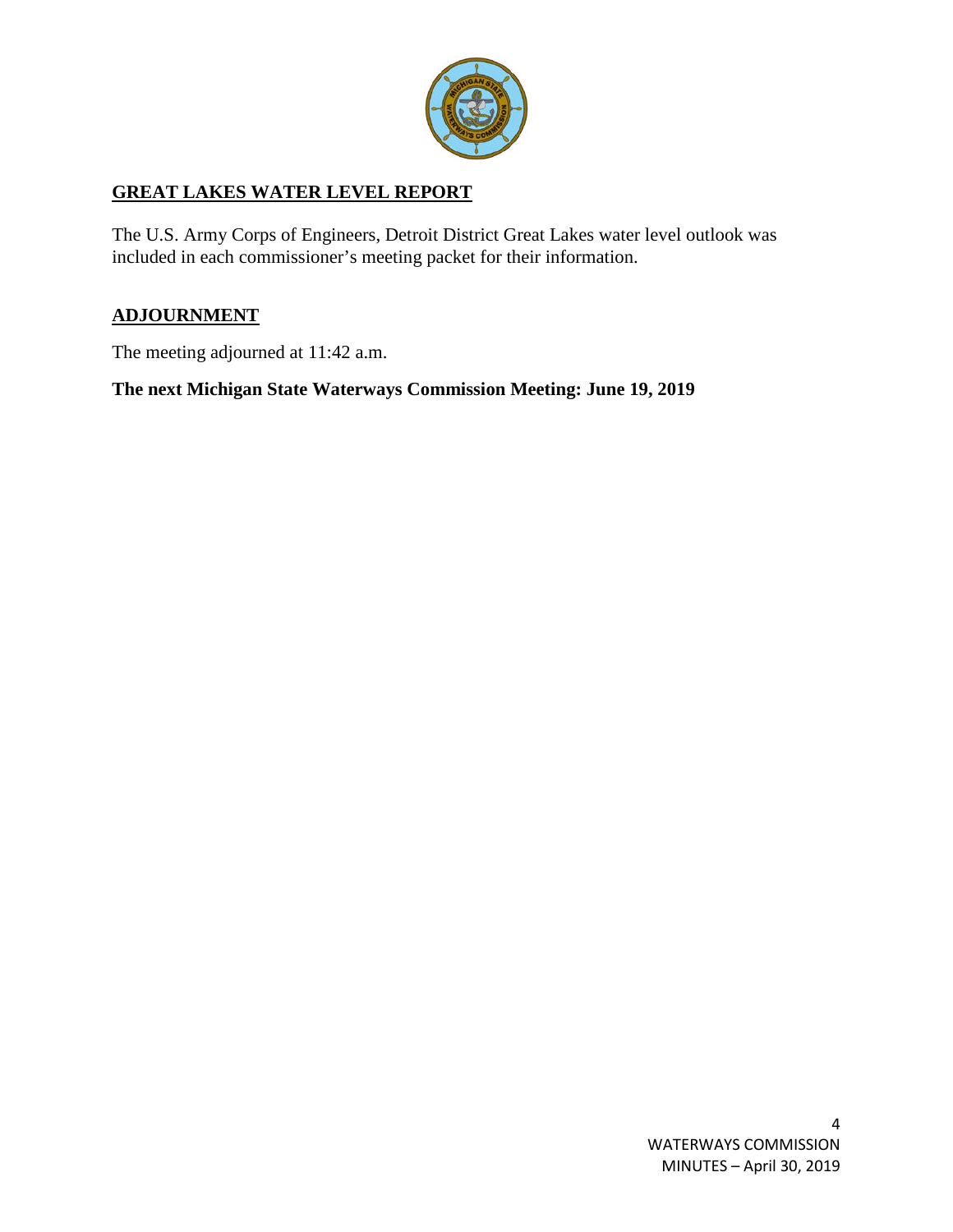## GREAT LAKES WATER LEVEL REPORT

The U.S. Army Corps of Engineers, Detroit District Great Lakes water level outlook was included in each commissioner's meeting packet for their information.

## ADJOURNMENT

The meeting adjourned at 11:42 a.m.

**The next Michigan State Waterways Commission Meeting: June 19, 2019**